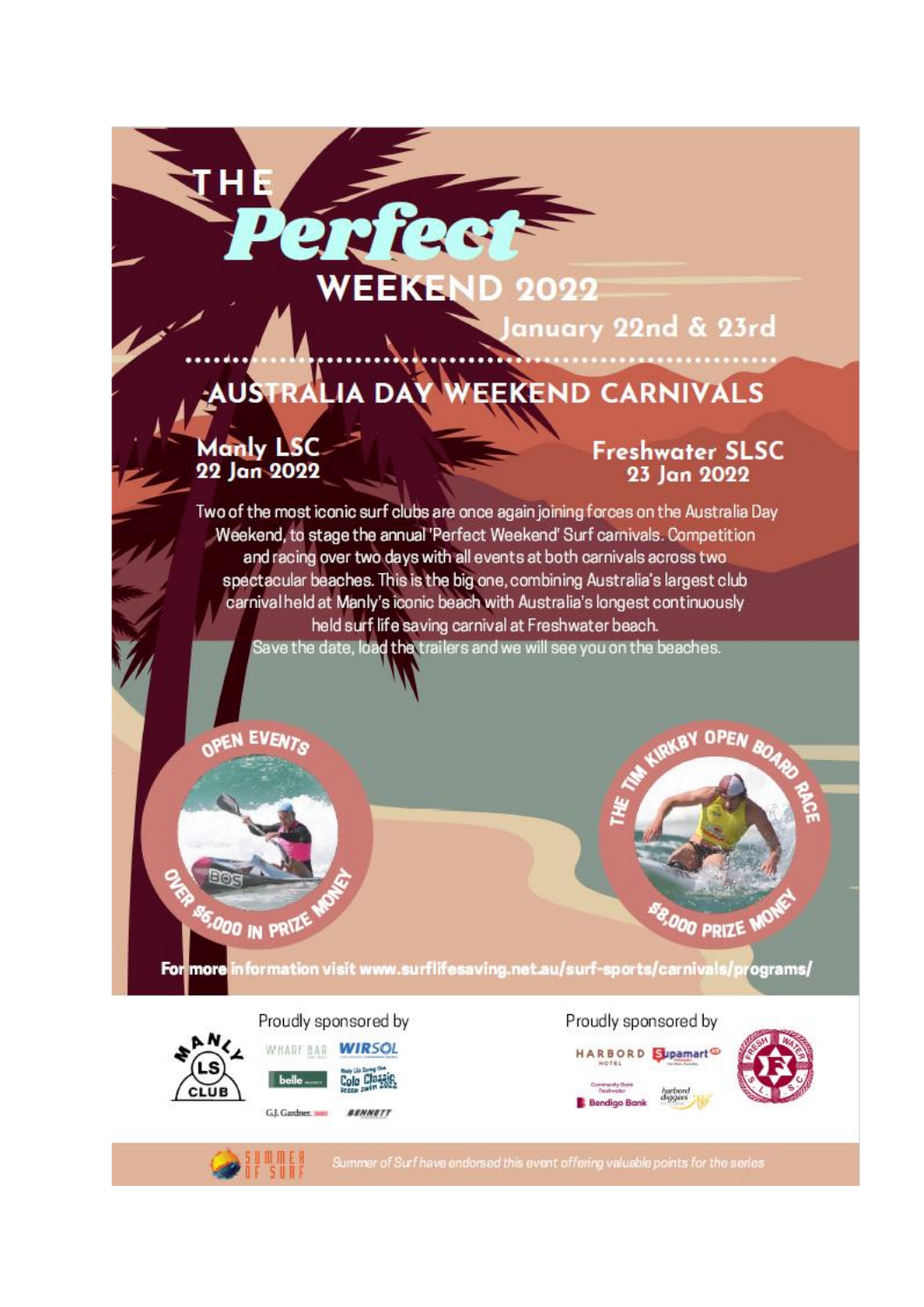# THE *Perfect* WEEKEND 2022

## January 22nd & 23rd

## AUSTRALIA DAY WEEKEND CARNIVALS

**Manly LSC**
**22 Jan 2022**

**Freshwater SLSC**
**23 Jan 2022**

Two of the most iconic surf clubs are once again joining forces on the Australia Day Weekend, to stage the annual 'Perfect Weekend' Surf carnivals. Competition and racing over two days with all events at both carnivals across two spectacular beaches. This is the big one, combining Australia's largest club carnival held at Manly's iconic beach with Australia's longest continuously held surf life saving carnival at Freshwater beach.

Save the date, load the trailers and we will see you on the beaches.

**OPEN EVENTS** – OVER $6,000 IN PRIZE MONEY

**THE TIM KIRKBY OPEN BOARD RACE** – $8,000 PRIZE MONEY

For more information visit www.surflifesaving.net.au/surf-sports/carnivals/programs/

Proudly sponsored by

Manly LS Club – Wharf Bar, Wirsol, belle, Manly Life Saving Club Cole Classic Ocean Swim 2022, G.J. Gardner, Bennett

Proudly sponsored by

Harbord Hotel, Supamart, Community Bank Freshwater Bendigo Bank, harbord diggers – Freshwater S.L.S.C.

Summer of Surf

*Summer of Surf have endorsed this event offering valuable points for the series*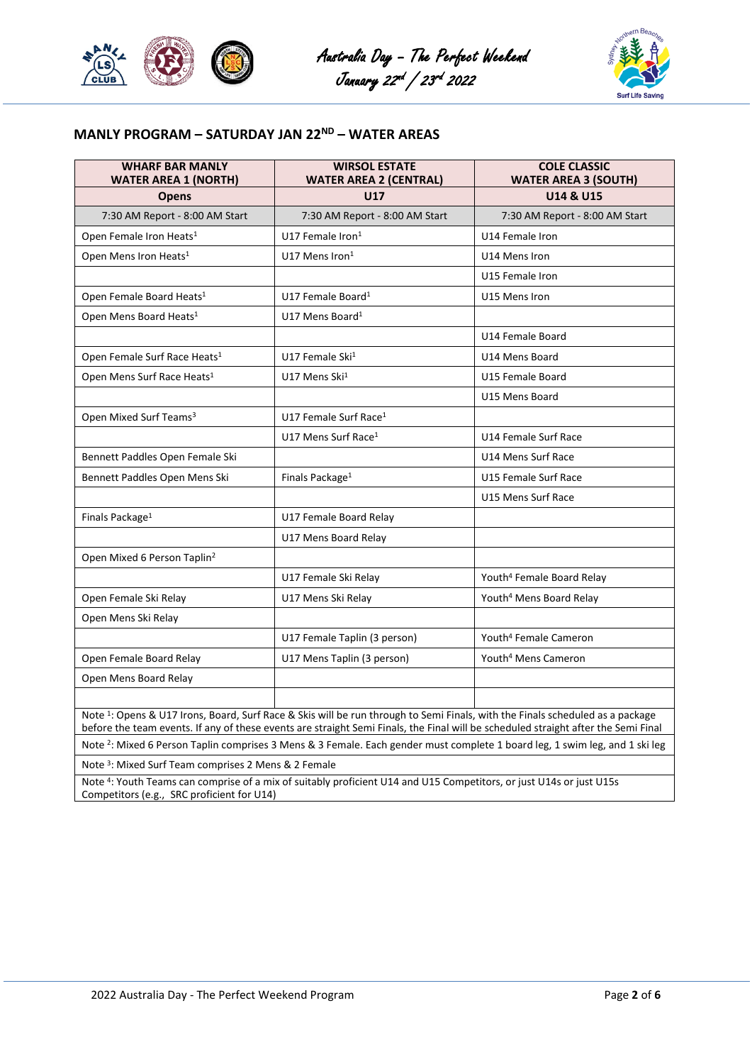## MANLY PROGRAM – SATURDAY JAN 22ND – WATER AREAS

| WHARF BAR MANLY WATER AREA 1 (NORTH) | WIRSOL ESTATE WATER AREA 2 (CENTRAL) | COLE CLASSIC WATER AREA 3 (SOUTH) |
|---|---|---|
| **Opens** | **U17** | **U14 & U15** |
| 7:30 AM Report - 8:00 AM Start | 7:30 AM Report - 8:00 AM Start | 7:30 AM Report - 8:00 AM Start |
| Open Female Iron Heats[1] | U17 Female Iron[1] | U14 Female Iron |
| Open Mens Iron Heats[1] | U17 Mens Iron[1] | U14 Mens Iron |
| | | U15 Female Iron |
| Open Female Board Heats[1] | U17 Female Board[1] | U15 Mens Iron |
| Open Mens Board Heats[1] | U17 Mens Board[1] | |
| | | U14 Female Board |
| Open Female Surf Race Heats[1] | U17 Female Ski[1] | U14 Mens Board |
| Open Mens Surf Race Heats[1] | U17 Mens Ski[1] | U15 Female Board |
| | | U15 Mens Board |
| Open Mixed Surf Teams[3] | U17 Female Surf Race[1] | |
| | U17 Mens Surf Race[1] | U14 Female Surf Race |
| Bennett Paddles Open Female Ski | | U14 Mens Surf Race |
| Bennett Paddles Open Mens Ski | Finals Package[1] | U15 Female Surf Race |
| | | U15 Mens Surf Race |
| Finals Package[1] | U17 Female Board Relay | |
| | U17 Mens Board Relay | |
| Open Mixed 6 Person Taplin[2] | | |
| | U17 Female Ski Relay | Youth[4] Female Board Relay |
| Open Female Ski Relay | U17 Mens Ski Relay | Youth[4] Mens Board Relay |
| Open Mens Ski Relay | | |
| | U17 Female Taplin (3 person) | Youth[4] Female Cameron |
| Open Female Board Relay | U17 Mens Taplin (3 person) | Youth[4] Mens Cameron |
| Open Mens Board Relay | | |
| | | |

Note [1]: Opens & U17 Irons, Board, Surf Race & Skis will be run through to Semi Finals, with the Finals scheduled as a package before the team events. If any of these events are straight Semi Finals, the Final will be scheduled straight after the Semi Final

Note [2]: Mixed 6 Person Taplin comprises 3 Mens & 3 Female. Each gender must complete 1 board leg, 1 swim leg, and 1 ski leg

Note [3]: Mixed Surf Team comprises 2 Mens & 2 Female

Note [4]: Youth Teams can comprise of a mix of suitably proficient U14 and U15 Competitors, or just U14s or just U15s Competitors (e.g., SRC proficient for U14)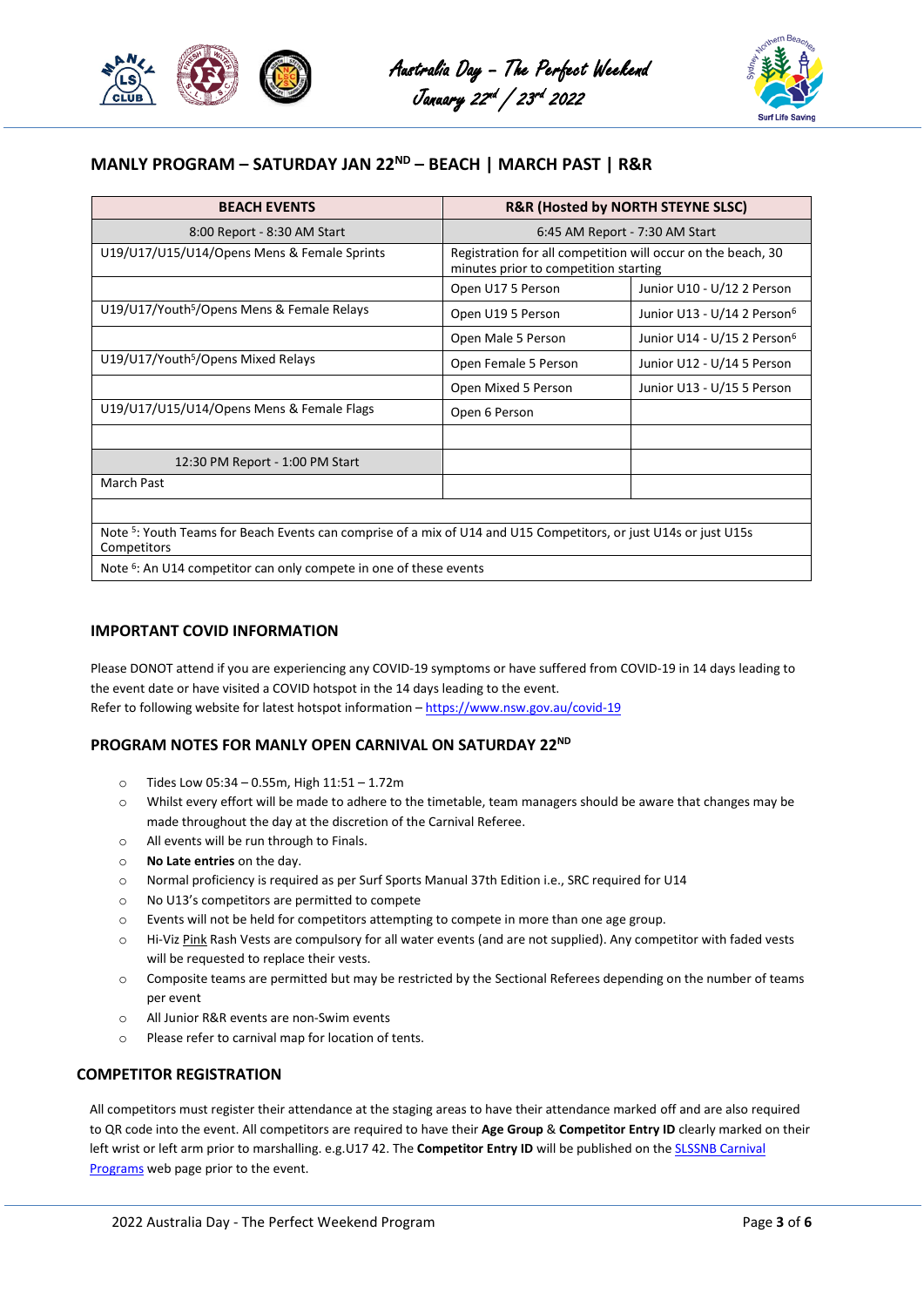Australia Day – The Perfect Weekend
January 22nd / 23rd 2022

## MANLY PROGRAM – SATURDAY JAN 22ND – BEACH | MARCH PAST | R&R

| BEACH EVENTS | R&R (Hosted by NORTH STEYNE SLSC) | |
|---|---|---|
| 8:00 Report - 8:30 AM Start | 6:45 AM Report - 7:30 AM Start | |
| U19/U17/U15/U14/Opens Mens & Female Sprints | Registration for all competition will occur on the beach, 30 minutes prior to competition starting | |
| | Open U17 5 Person | Junior U10 - U/12 2 Person |
| U19/U17/Youth[5]/Opens Mens & Female Relays | Open U19 5 Person | Junior U13 - U/14 2 Person[6] |
| | Open Male 5 Person | Junior U14 - U/15 2 Person[6] |
| U19/U17/Youth[5]/Opens Mixed Relays | Open Female 5 Person | Junior U12 - U/14 5 Person |
| | Open Mixed 5 Person | Junior U13 - U/15 5 Person |
| U19/U17/U15/U14/Opens Mens & Female Flags | Open 6 Person | |
| | | |
| 12:30 PM Report - 1:00 PM Start | | |
| March Past | | |
| | | |
| Note [5]: Youth Teams for Beach Events can comprise of a mix of U14 and U15 Competitors, or just U14s or just U15s Competitors | | |
| Note [6]: An U14 competitor can only compete in one of these events | | |

### IMPORTANT COVID INFORMATION

Please DONOT attend if you are experiencing any COVID-19 symptoms or have suffered from COVID-19 in 14 days leading to the event date or have visited a COVID hotspot in the 14 days leading to the event.
Refer to following website for latest hotspot information – https://www.nsw.gov.au/covid-19

### PROGRAM NOTES FOR MANLY OPEN CARNIVAL ON SATURDAY 22ND

- Tides Low 05:34 – 0.55m, High 11:51 – 1.72m
- Whilst every effort will be made to adhere to the timetable, team managers should be aware that changes may be made throughout the day at the discretion of the Carnival Referee.
- All events will be run through to Finals.
- **No Late entries** on the day.
- Normal proficiency is required as per Surf Sports Manual 37th Edition i.e., SRC required for U14
- No U13's competitors are permitted to compete
- Events will not be held for competitors attempting to compete in more than one age group.
- Hi-Viz Pink Rash Vests are compulsory for all water events (and are not supplied). Any competitor with faded vests will be requested to replace their vests.
- Composite teams are permitted but may be restricted by the Sectional Referees depending on the number of teams per event
- All Junior R&R events are non-Swim events
- Please refer to carnival map for location of tents.

### COMPETITOR REGISTRATION

All competitors must register their attendance at the staging areas to have their attendance marked off and are also required to QR code into the event. All competitors are required to have their **Age Group** & **Competitor Entry ID** clearly marked on their left wrist or left arm prior to marshalling. e.g.U17 42. The **Competitor Entry ID** will be published on the SLSSNB Carnival Programs web page prior to the event.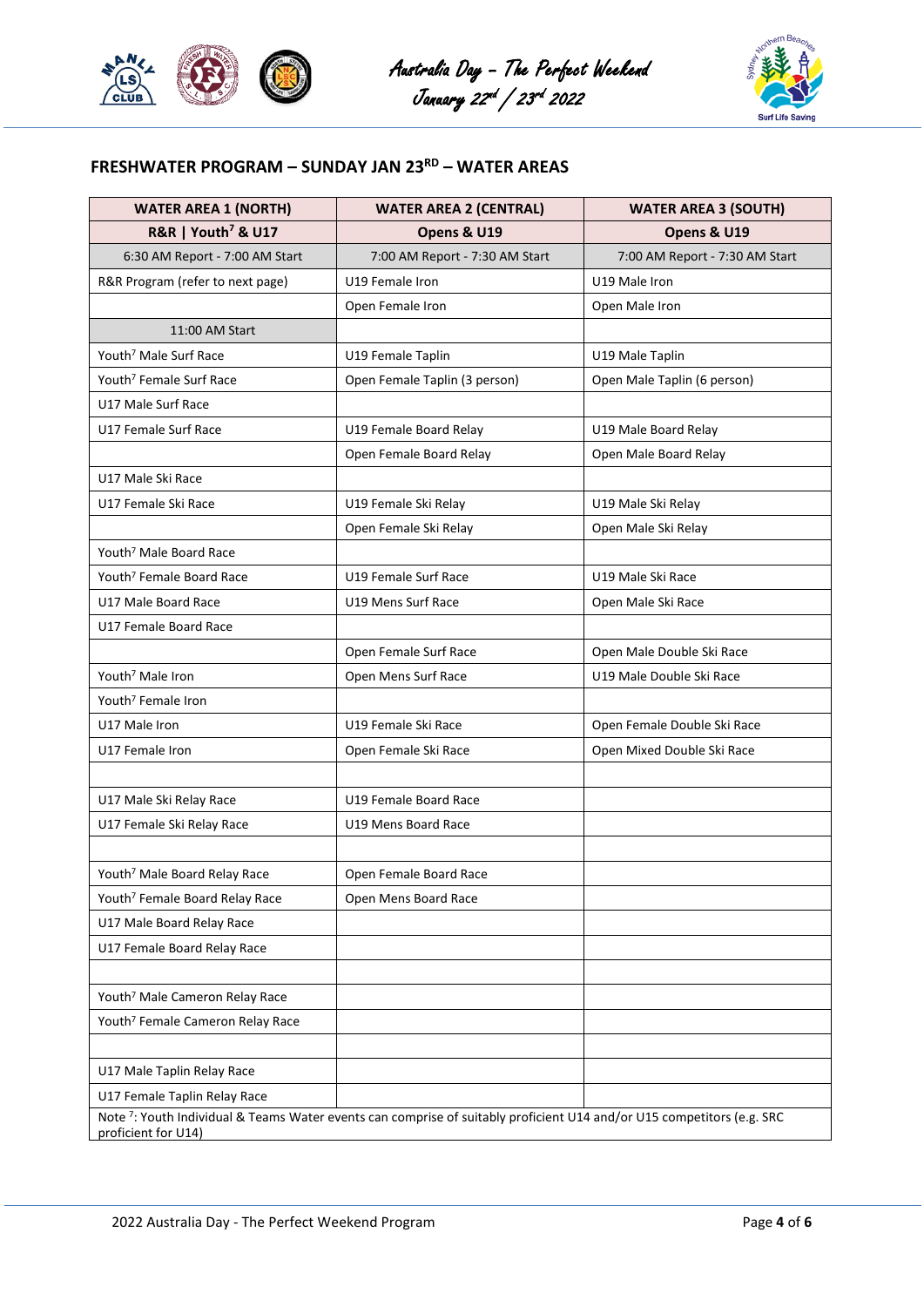Australia Day – The Perfect Weekend
January 22nd / 23rd 2022

## FRESHWATER PROGRAM – SUNDAY JAN 23RD – WATER AREAS

| WATER AREA 1 (NORTH) | WATER AREA 2 (CENTRAL) | WATER AREA 3 (SOUTH) |
|---|---|---|
| R&R \| Youth[7] & U17 | Opens & U19 | Opens & U19 |
| 6:30 AM Report - 7:00 AM Start | 7:00 AM Report - 7:30 AM Start | 7:00 AM Report - 7:30 AM Start |
| R&R Program (refer to next page) | U19 Female Iron | U19 Male Iron |
| | Open Female Iron | Open Male Iron |
| 11:00 AM Start | | |
| Youth[7] Male Surf Race | U19 Female Taplin | U19 Male Taplin |
| Youth[7] Female Surf Race | Open Female Taplin (3 person) | Open Male Taplin (6 person) |
| U17 Male Surf Race | | |
| U17 Female Surf Race | U19 Female Board Relay | U19 Male Board Relay |
| | Open Female Board Relay | Open Male Board Relay |
| U17 Male Ski Race | | |
| U17 Female Ski Race | U19 Female Ski Relay | U19 Male Ski Relay |
| | Open Female Ski Relay | Open Male Ski Relay |
| Youth[7] Male Board Race | | |
| Youth[7] Female Board Race | U19 Female Surf Race | U19 Male Ski Race |
| U17 Male Board Race | U19 Mens Surf Race | Open Male Ski Race |
| U17 Female Board Race | | |
| | Open Female Surf Race | Open Male Double Ski Race |
| Youth[7] Male Iron | Open Mens Surf Race | U19 Male Double Ski Race |
| Youth[7] Female Iron | | |
| U17 Male Iron | U19 Female Ski Race | Open Female Double Ski Race |
| U17 Female Iron | Open Female Ski Race | Open Mixed Double Ski Race |
| | | |
| U17 Male Ski Relay Race | U19 Female Board Race | |
| U17 Female Ski Relay Race | U19 Mens Board Race | |
| | | |
| Youth[7] Male Board Relay Race | Open Female Board Race | |
| Youth[7] Female Board Relay Race | Open Mens Board Race | |
| U17 Male Board Relay Race | | |
| U17 Female Board Relay Race | | |
| | | |
| Youth[7] Male Cameron Relay Race | | |
| Youth[7] Female Cameron Relay Race | | |
| | | |
| U17 Male Taplin Relay Race | | |
| U17 Female Taplin Relay Race | | |

Note [7]: Youth Individual & Teams Water events can comprise of suitably proficient U14 and/or U15 competitors (e.g. SRC proficient for U14)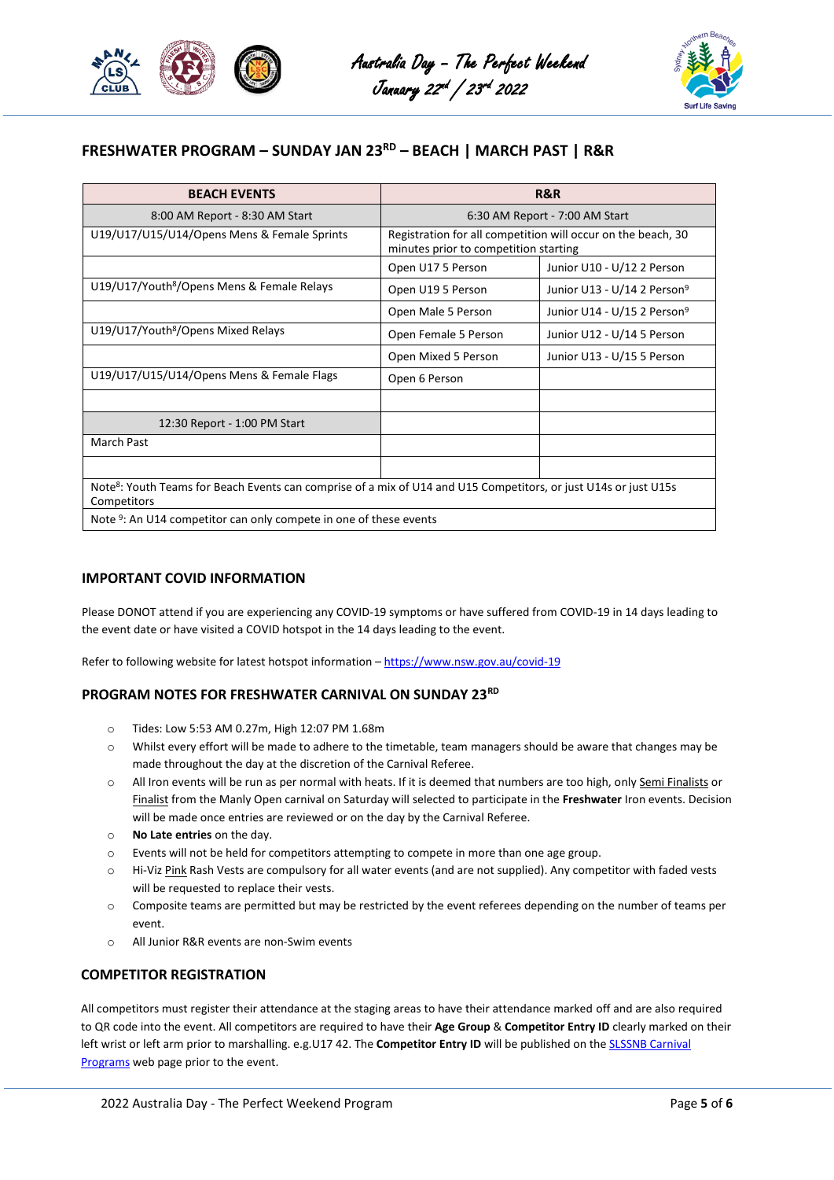## FRESHWATER PROGRAM – SUNDAY JAN 23RD – BEACH | MARCH PAST | R&R

| BEACH EVENTS | R&R | |
|---|---|---|
| 8:00 AM Report - 8:30 AM Start | 6:30 AM Report - 7:00 AM Start | |
| U19/U17/U15/U14/Opens Mens & Female Sprints | Registration for all competition will occur on the beach, 30 minutes prior to competition starting | |
| | Open U17 5 Person | Junior U10 - U/12 2 Person |
| U19/U17/Youth[8]/Opens Mens & Female Relays | Open U19 5 Person | Junior U13 - U/14 2 Person[9] |
| | Open Male 5 Person | Junior U14 - U/15 2 Person[9] |
| U19/U17/Youth[8]/Opens Mixed Relays | Open Female 5 Person | Junior U12 - U/14 5 Person |
| | Open Mixed 5 Person | Junior U13 - U/15 5 Person |
| U19/U17/U15/U14/Opens Mens & Female Flags | Open 6 Person | |
| | | |
| 12:30 Report - 1:00 PM Start | | |
| March Past | | |
| | | |
| Note[8]: Youth Teams for Beach Events can comprise of a mix of U14 and U15 Competitors, or just U14s or just U15s Competitors | | |
| Note [9]: An U14 competitor can only compete in one of these events | | |

### IMPORTANT COVID INFORMATION

Please DONOT attend if you are experiencing any COVID-19 symptoms or have suffered from COVID-19 in 14 days leading to the event date or have visited a COVID hotspot in the 14 days leading to the event.

Refer to following website for latest hotspot information – https://www.nsw.gov.au/covid-19

### PROGRAM NOTES FOR FRESHWATER CARNIVAL ON SUNDAY 23RD

- Tides: Low 5:53 AM 0.27m, High 12:07 PM 1.68m
- Whilst every effort will be made to adhere to the timetable, team managers should be aware that changes may be made throughout the day at the discretion of the Carnival Referee.
- All Iron events will be run as per normal with heats. If it is deemed that numbers are too high, only Semi Finalists or Finalist from the Manly Open carnival on Saturday will selected to participate in the **Freshwater** Iron events. Decision will be made once entries are reviewed or on the day by the Carnival Referee.
- **No Late entries** on the day.
- Events will not be held for competitors attempting to compete in more than one age group.
- Hi-Viz Pink Rash Vests are compulsory for all water events (and are not supplied). Any competitor with faded vests will be requested to replace their vests.
- Composite teams are permitted but may be restricted by the event referees depending on the number of teams per event.
- All Junior R&R events are non-Swim events

### COMPETITOR REGISTRATION

All competitors must register their attendance at the staging areas to have their attendance marked off and are also required to QR code into the event. All competitors are required to have their **Age Group** & **Competitor Entry ID** clearly marked on their left wrist or left arm prior to marshalling. e.g.U17 42. The **Competitor Entry ID** will be published on the SLSSNB Carnival Programs web page prior to the event.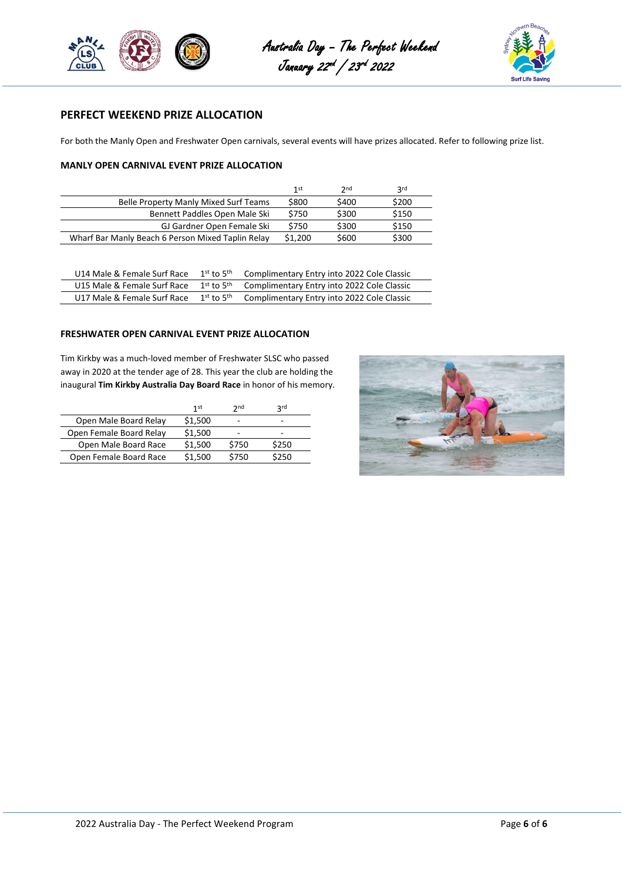## PERFECT WEEKEND PRIZE ALLOCATION

For both the Manly Open and Freshwater Open carnivals, several events will have prizes allocated. Refer to following prize list.

### MANLY OPEN CARNIVAL EVENT PRIZE ALLOCATION

| | 1st | 2nd | 3rd |
|---|---|---|---|
| Belle Property Manly Mixed Surf Teams | $800 | $400 | $200 |
| Bennett Paddles Open Male Ski | $750 | $300 | $150 |
| GJ Gardner Open Female Ski | $750 | $300 | $150 |
| Wharf Bar Manly Beach 6 Person Mixed Taplin Relay | $1,200 | $600 | $300 |

| | | |
|---|---|---|
| U14 Male & Female Surf Race | 1st to 5th | Complimentary Entry into 2022 Cole Classic |
| U15 Male & Female Surf Race | 1st to 5th | Complimentary Entry into 2022 Cole Classic |
| U17 Male & Female Surf Race | 1st to 5th | Complimentary Entry into 2022 Cole Classic |

### FRESHWATER OPEN CARNIVAL EVENT PRIZE ALLOCATION

Tim Kirkby was a much-loved member of Freshwater SLSC who passed away in 2020 at the tender age of 28. This year the club are holding the inaugural **Tim Kirkby Australia Day Board Race** in honor of his memory.

| | 1st | 2nd | 3rd |
|---|---|---|---|
| Open Male Board Relay | $1,500 | - | - |
| Open Female Board Relay | $1,500 | - | - |
| Open Male Board Race | $1,500 | $750 | $250 |
| Open Female Board Race | $1,500 | $750 | $250 |